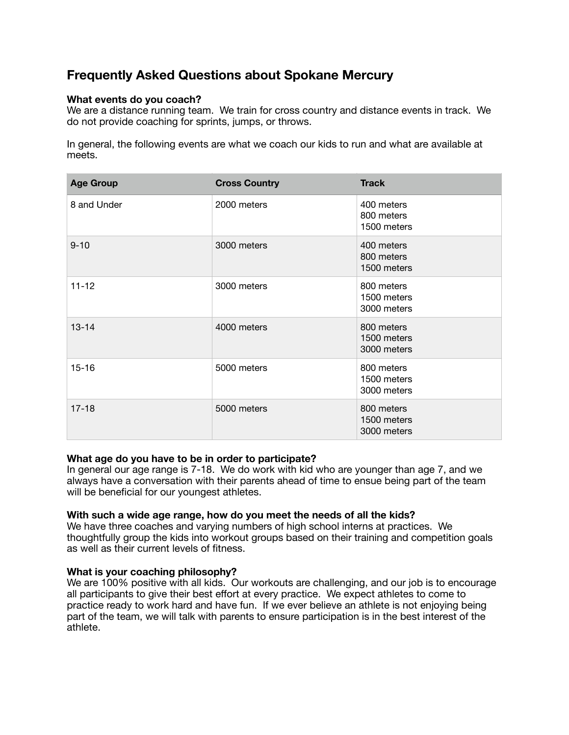# Frequently Asked Questions about Spokane Mercury

### What events do you coach?

We are a distance running team. We train for cross country and distance events in track. We do not provide coaching for sprints, jumps, or throws.

In general, the following events are what we coach our kids to run and what are available at meets.

| Age Group | Cross Country | Track |
|---|---|---|
| 8 and Under | 2000 meters | 400 meters<br>800 meters<br>1500 meters |
| 9-10 | 3000 meters | 400 meters<br>800 meters<br>1500 meters |
| 11-12 | 3000 meters | 800 meters<br>1500 meters<br>3000 meters |
| 13-14 | 4000 meters | 800 meters<br>1500 meters<br>3000 meters |
| 15-16 | 5000 meters | 800 meters<br>1500 meters<br>3000 meters |
| 17-18 | 5000 meters | 800 meters<br>1500 meters<br>3000 meters |

### What age do you have to be in order to participate?

In general our age range is 7-18. We do work with kid who are younger than age 7, and we always have a conversation with their parents ahead of time to ensue being part of the team will be beneficial for our youngest athletes.

### With such a wide age range, how do you meet the needs of all the kids?

We have three coaches and varying numbers of high school interns at practices. We thoughtfully group the kids into workout groups based on their training and competition goals as well as their current levels of fitness.

### What is your coaching philosophy?

We are 100% positive with all kids. Our workouts are challenging, and our job is to encourage all participants to give their best effort at every practice. We expect athletes to come to practice ready to work hard and have fun. If we ever believe an athlete is not enjoying being part of the team, we will talk with parents to ensure participation is in the best interest of the athlete.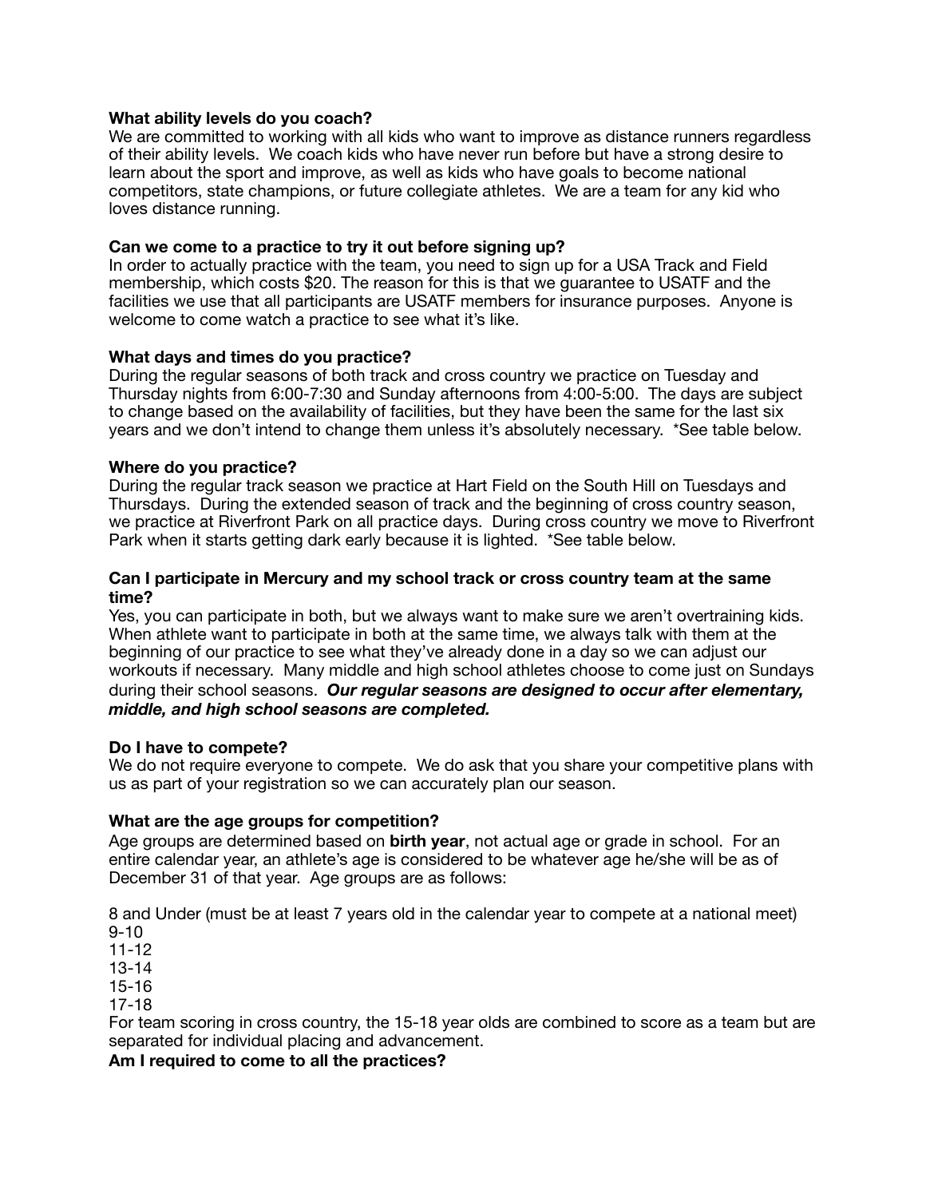**What ability levels do you coach?**
We are committed to working with all kids who want to improve as distance runners regardless of their ability levels. We coach kids who have never run before but have a strong desire to learn about the sport and improve, as well as kids who have goals to become national competitors, state champions, or future collegiate athletes. We are a team for any kid who loves distance running.

**Can we come to a practice to try it out before signing up?**
In order to actually practice with the team, you need to sign up for a USA Track and Field membership, which costs $20. The reason for this is that we guarantee to USATF and the facilities we use that all participants are USATF members for insurance purposes. Anyone is welcome to come watch a practice to see what it's like.

**What days and times do you practice?**
During the regular seasons of both track and cross country we practice on Tuesday and Thursday nights from 6:00-7:30 and Sunday afternoons from 4:00-5:00. The days are subject to change based on the availability of facilities, but they have been the same for the last six years and we don't intend to change them unless it's absolutely necessary. *See table below.

**Where do you practice?**
During the regular track season we practice at Hart Field on the South Hill on Tuesdays and Thursdays. During the extended season of track and the beginning of cross country season, we practice at Riverfront Park on all practice days. During cross country we move to Riverfront Park when it starts getting dark early because it is lighted. *See table below.

**Can I participate in Mercury and my school track or cross country team at the same time?**
Yes, you can participate in both, but we always want to make sure we aren't overtraining kids. When athlete want to participate in both at the same time, we always talk with them at the beginning of our practice to see what they've already done in a day so we can adjust our workouts if necessary. Many middle and high school athletes choose to come just on Sundays during their school seasons. ***Our regular seasons are designed to occur after elementary, middle, and high school seasons are completed.***

**Do I have to compete?**
We do not require everyone to compete. We do ask that you share your competitive plans with us as part of your registration so we can accurately plan our season.

**What are the age groups for competition?**
Age groups are determined based on **birth year**, not actual age or grade in school. For an entire calendar year, an athlete's age is considered to be whatever age he/she will be as of December 31 of that year. Age groups are as follows:

8 and Under (must be at least 7 years old in the calendar year to compete at a national meet)
9-10
11-12
13-14
15-16
17-18
For team scoring in cross country, the 15-18 year olds are combined to score as a team but are separated for individual placing and advancement.

**Am I required to come to all the practices?**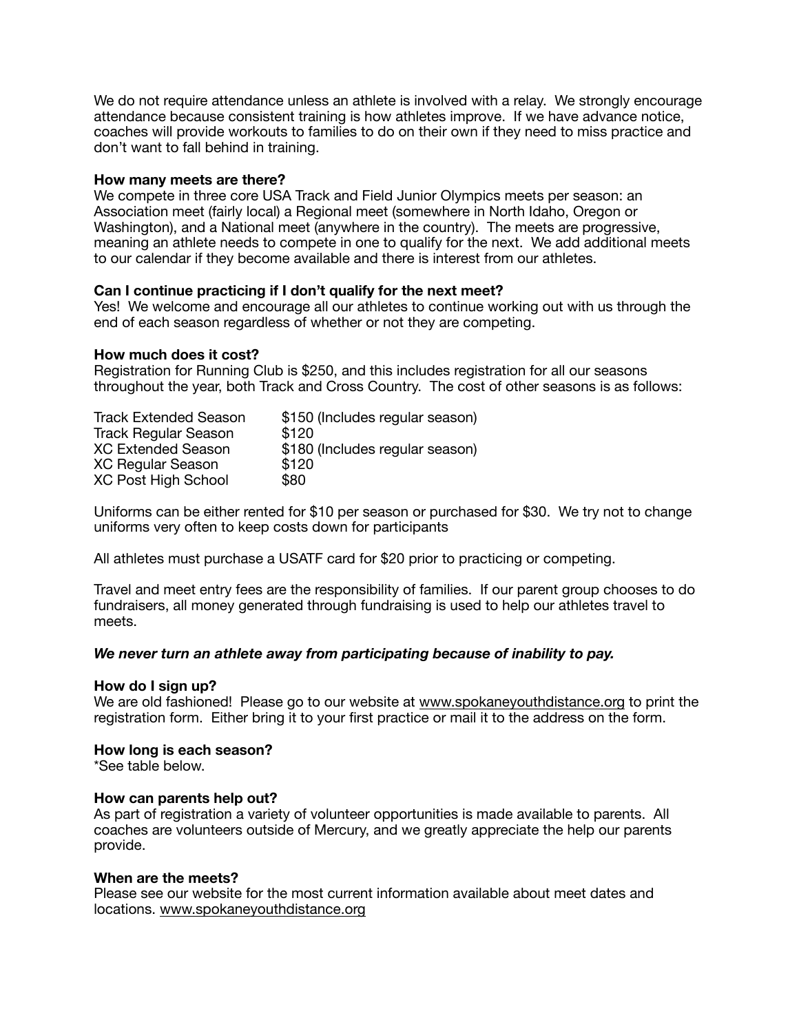We do not require attendance unless an athlete is involved with a relay. We strongly encourage attendance because consistent training is how athletes improve. If we have advance notice, coaches will provide workouts to families to do on their own if they need to miss practice and don't want to fall behind in training.

**How many meets are there?**
We compete in three core USA Track and Field Junior Olympics meets per season: an Association meet (fairly local) a Regional meet (somewhere in North Idaho, Oregon or Washington), and a National meet (anywhere in the country). The meets are progressive, meaning an athlete needs to compete in one to qualify for the next. We add additional meets to our calendar if they become available and there is interest from our athletes.

**Can I continue practicing if I don't qualify for the next meet?**
Yes! We welcome and encourage all our athletes to continue working out with us through the end of each season regardless of whether or not they are competing.

**How much does it cost?**
Registration for Running Club is $250, and this includes registration for all our seasons throughout the year, both Track and Cross Country. The cost of other seasons is as follows:

| | |
|---|---|
| Track Extended Season | $150 (Includes regular season) |
| Track Regular Season | $120 |
| XC Extended Season | $180 (Includes regular season) |
| XC Regular Season | $120 |
| XC Post High School | $80 |

Uniforms can be either rented for $10 per season or purchased for $30. We try not to change uniforms very often to keep costs down for participants

All athletes must purchase a USATF card for $20 prior to practicing or competing.

Travel and meet entry fees are the responsibility of families. If our parent group chooses to do fundraisers, all money generated through fundraising is used to help our athletes travel to meets.

***We never turn an athlete away from participating because of inability to pay.***

**How do I sign up?**
We are old fashioned! Please go to our website at www.spokaneyouthdistance.org to print the registration form. Either bring it to your first practice or mail it to the address on the form.

**How long is each season?**
*See table below.

**How can parents help out?**
As part of registration a variety of volunteer opportunities is made available to parents. All coaches are volunteers outside of Mercury, and we greatly appreciate the help our parents provide.

**When are the meets?**
Please see our website for the most current information available about meet dates and locations. www.spokaneyouthdistance.org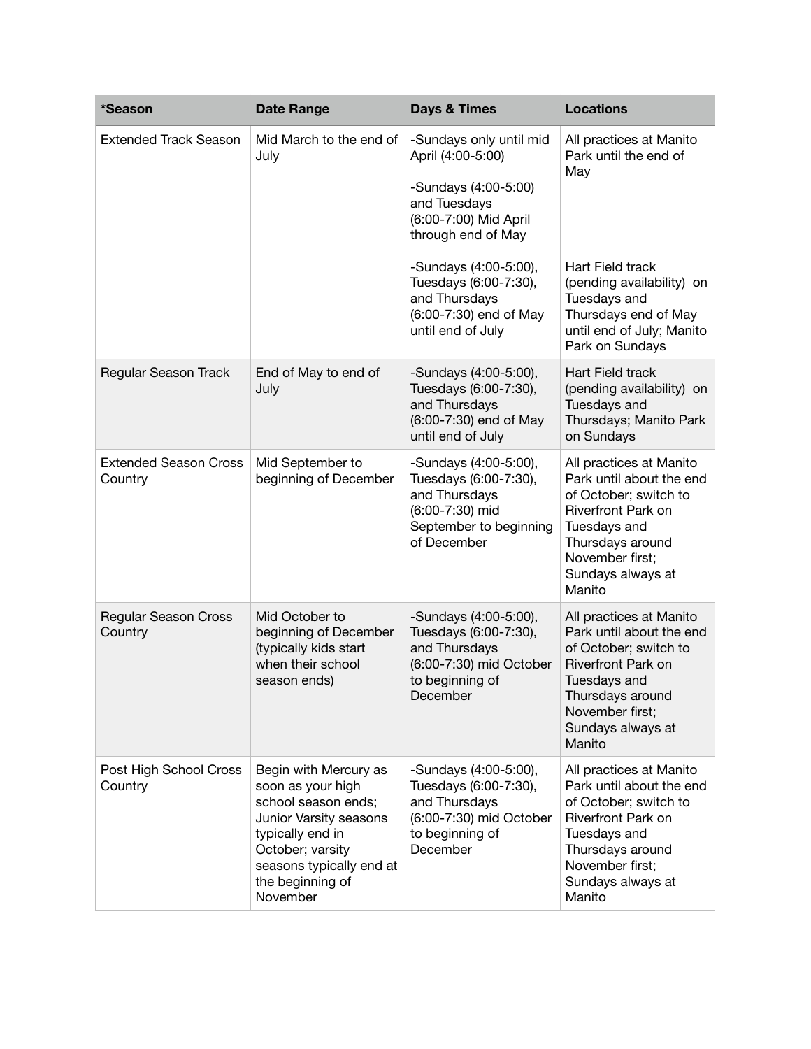| *Season | Date Range | Days & Times | Locations |
|---|---|---|---|
| Extended Track Season | Mid March to the end of July | -Sundays only until mid April (4:00-5:00)<br><br>-Sundays (4:00-5:00) and Tuesdays (6:00-7:00) Mid April through end of May<br><br>-Sundays (4:00-5:00), Tuesdays (6:00-7:30), and Thursdays (6:00-7:30) end of May until end of July | All practices at Manito Park until the end of May<br><br>Hart Field track (pending availability) on Tuesdays and Thursdays end of May until end of July; Manito Park on Sundays |
| Regular Season Track | End of May to end of July | -Sundays (4:00-5:00), Tuesdays (6:00-7:30), and Thursdays (6:00-7:30) end of May until end of July | Hart Field track (pending availability) on Tuesdays and Thursdays; Manito Park on Sundays |
| Extended Season Cross Country | Mid September to beginning of December | -Sundays (4:00-5:00), Tuesdays (6:00-7:30), and Thursdays (6:00-7:30) mid September to beginning of December | All practices at Manito Park until about the end of October; switch to Riverfront Park on Tuesdays and Thursdays around November first; Sundays always at Manito |
| Regular Season Cross Country | Mid October to beginning of December (typically kids start when their school season ends) | -Sundays (4:00-5:00), Tuesdays (6:00-7:30), and Thursdays (6:00-7:30) mid October to beginning of December | All practices at Manito Park until about the end of October; switch to Riverfront Park on Tuesdays and Thursdays around November first; Sundays always at Manito |
| Post High School Cross Country | Begin with Mercury as soon as your high school season ends; Junior Varsity seasons typically end in October; varsity seasons typically end at the beginning of November | -Sundays (4:00-5:00), Tuesdays (6:00-7:30), and Thursdays (6:00-7:30) mid October to beginning of December | All practices at Manito Park until about the end of October; switch to Riverfront Park on Tuesdays and Thursdays around November first; Sundays always at Manito |